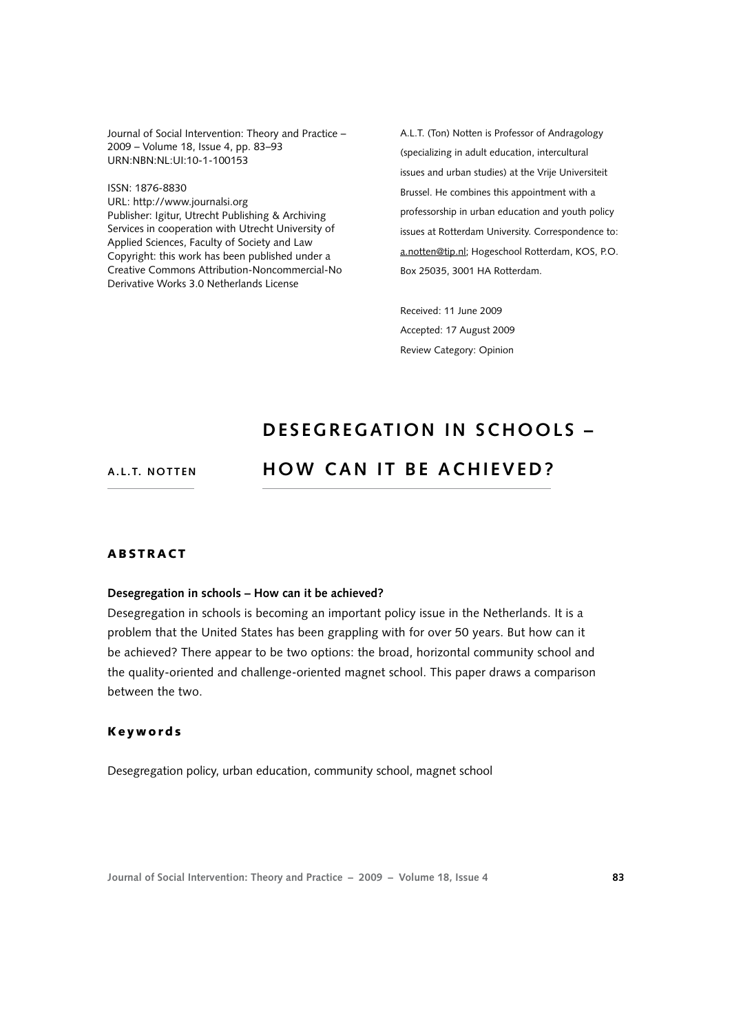Journal of Social Intervention: Theory and Practice – 2009 – Volume 18, Issue 4, pp. 83–93
URN:NBN:NL:UI:10-1-100153

ISSN: 1876-8830
URL: http://www.journalsi.org
Publisher: Igitur, Utrecht Publishing & Archiving Services in cooperation with Utrecht University of Applied Sciences, Faculty of Society and Law
Copyright: this work has been published under a Creative Commons Attribution-Noncommercial-No Derivative Works 3.0 Netherlands License

A.L.T. (Ton) Notten is Professor of Andragology (specializing in adult education, intercultural issues and urban studies) at the Vrije Universiteit Brussel. He combines this appointment with a professorship in urban education and youth policy issues at Rotterdam University. Correspondence to: a.notten@tip.nl; Hogeschool Rotterdam, KOS, P.O. Box 25035, 3001 HA Rotterdam.

Received: 11 June 2009
Accepted: 17 August 2009
Review Category: Opinion

**A.L.T. NOTTEN**

# DESEGREGATION IN SCHOOLS – HOW CAN IT BE ACHIEVED?

## ABSTRACT

**Desegregation in schools – How can it be achieved?**

Desegregation in schools is becoming an important policy issue in the Netherlands. It is a problem that the United States has been grappling with for over 50 years. But how can it be achieved? There appear to be two options: the broad, horizontal community school and the quality-oriented and challenge-oriented magnet school. This paper draws a comparison between the two.

## Keywords

Desegregation policy, urban education, community school, magnet school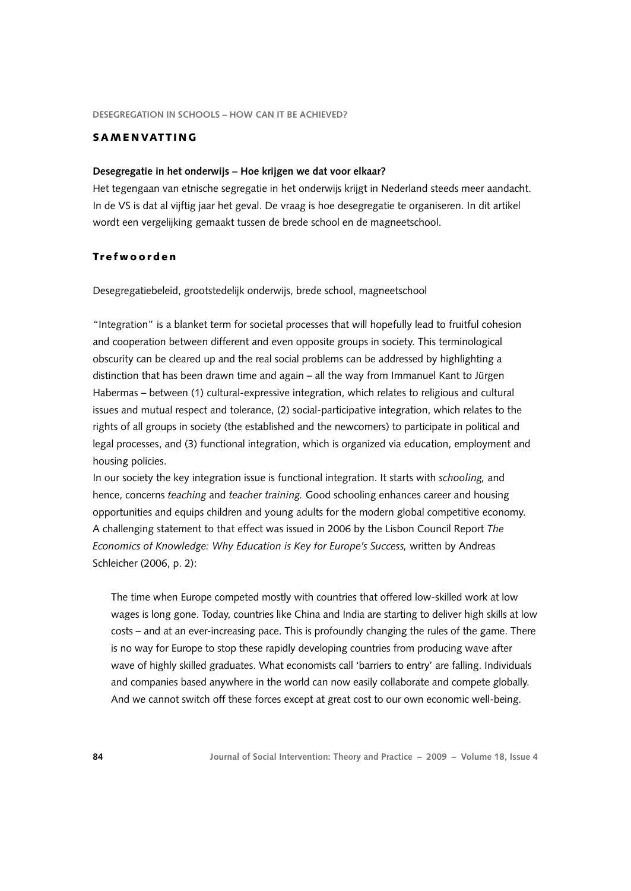## SAMENVATTING

**Desegregatie in het onderwijs – Hoe krijgen we dat voor elkaar?**

Het tegengaan van etnische segregatie in het onderwijs krijgt in Nederland steeds meer aandacht. In de VS is dat al vijftig jaar het geval. De vraag is hoe desegregatie te organiseren. In dit artikel wordt een vergelijking gemaakt tussen de brede school en de magneetschool.

## Trefwoorden

Desegregatiebeleid, grootstedelijk onderwijs, brede school, magneetschool

"Integration" is a blanket term for societal processes that will hopefully lead to fruitful cohesion and cooperation between different and even opposite groups in society. This terminological obscurity can be cleared up and the real social problems can be addressed by highlighting a distinction that has been drawn time and again – all the way from Immanuel Kant to Jürgen Habermas – between (1) cultural-expressive integration, which relates to religious and cultural issues and mutual respect and tolerance, (2) social-participative integration, which relates to the rights of all groups in society (the established and the newcomers) to participate in political and legal processes, and (3) functional integration, which is organized via education, employment and housing policies.

In our society the key integration issue is functional integration. It starts with *schooling,* and hence, concerns *teaching* and *teacher training.* Good schooling enhances career and housing opportunities and equips children and young adults for the modern global competitive economy. A challenging statement to that effect was issued in 2006 by the Lisbon Council Report *The Economics of Knowledge: Why Education is Key for Europe's Success,* written by Andreas Schleicher (2006, p. 2):

> The time when Europe competed mostly with countries that offered low-skilled work at low wages is long gone. Today, countries like China and India are starting to deliver high skills at low costs – and at an ever-increasing pace. This is profoundly changing the rules of the game. There is no way for Europe to stop these rapidly developing countries from producing wave after wave of highly skilled graduates. What economists call 'barriers to entry' are falling. Individuals and companies based anywhere in the world can now easily collaborate and compete globally. And we cannot switch off these forces except at great cost to our own economic well-being.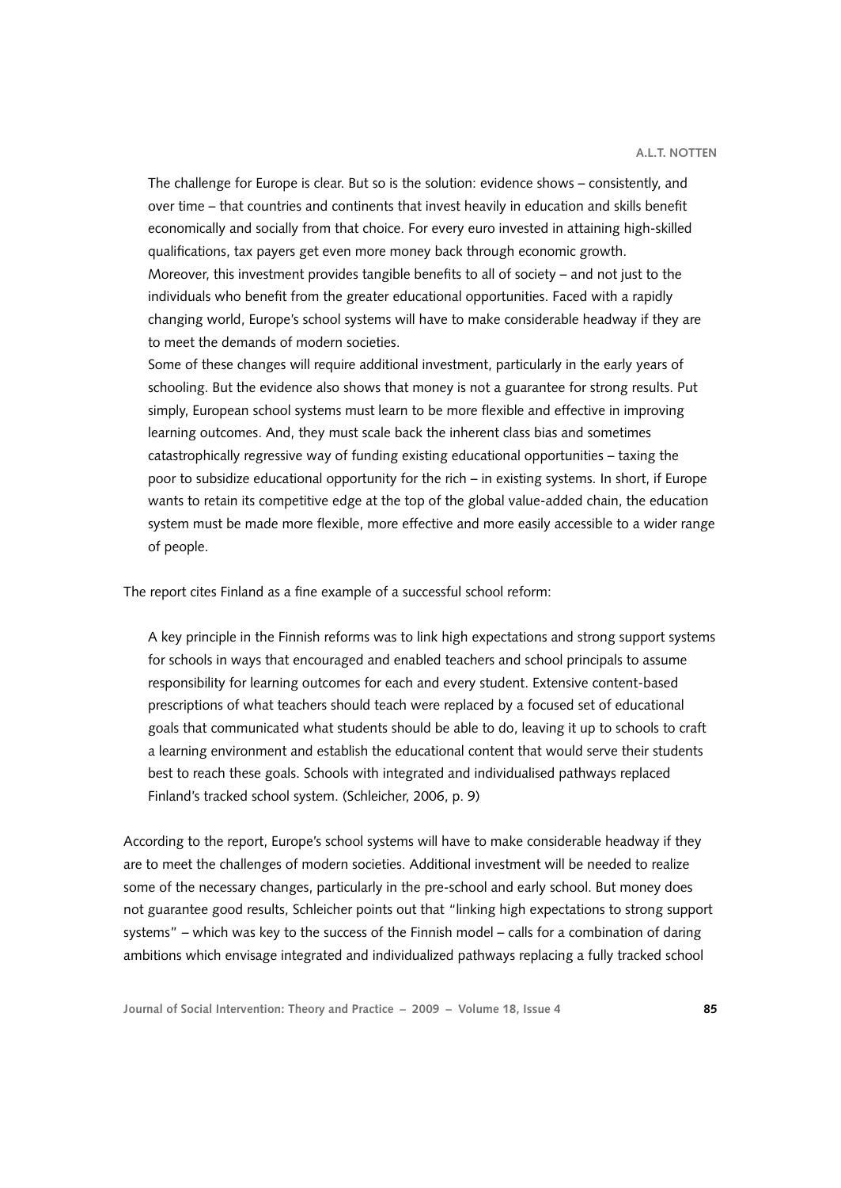> The challenge for Europe is clear. But so is the solution: evidence shows – consistently, and over time – that countries and continents that invest heavily in education and skills benefit economically and socially from that choice. For every euro invested in attaining high-skilled qualifications, tax payers get even more money back through economic growth.
> Moreover, this investment provides tangible benefits to all of society – and not just to the individuals who benefit from the greater educational opportunities. Faced with a rapidly changing world, Europe's school systems will have to make considerable headway if they are to meet the demands of modern societies.
> Some of these changes will require additional investment, particularly in the early years of schooling. But the evidence also shows that money is not a guarantee for strong results. Put simply, European school systems must learn to be more flexible and effective in improving learning outcomes. And, they must scale back the inherent class bias and sometimes catastrophically regressive way of funding existing educational opportunities – taxing the poor to subsidize educational opportunity for the rich – in existing systems. In short, if Europe wants to retain its competitive edge at the top of the global value-added chain, the education system must be made more flexible, more effective and more easily accessible to a wider range of people.

The report cites Finland as a fine example of a successful school reform:

> A key principle in the Finnish reforms was to link high expectations and strong support systems for schools in ways that encouraged and enabled teachers and school principals to assume responsibility for learning outcomes for each and every student. Extensive content-based prescriptions of what teachers should teach were replaced by a focused set of educational goals that communicated what students should be able to do, leaving it up to schools to craft a learning environment and establish the educational content that would serve their students best to reach these goals. Schools with integrated and individualised pathways replaced Finland's tracked school system. (Schleicher, 2006, p. 9)

According to the report, Europe's school systems will have to make considerable headway if they are to meet the challenges of modern societies. Additional investment will be needed to realize some of the necessary changes, particularly in the pre-school and early school. But money does not guarantee good results, Schleicher points out that "linking high expectations to strong support systems" – which was key to the success of the Finnish model – calls for a combination of daring ambitions which envisage integrated and individualized pathways replacing a fully tracked school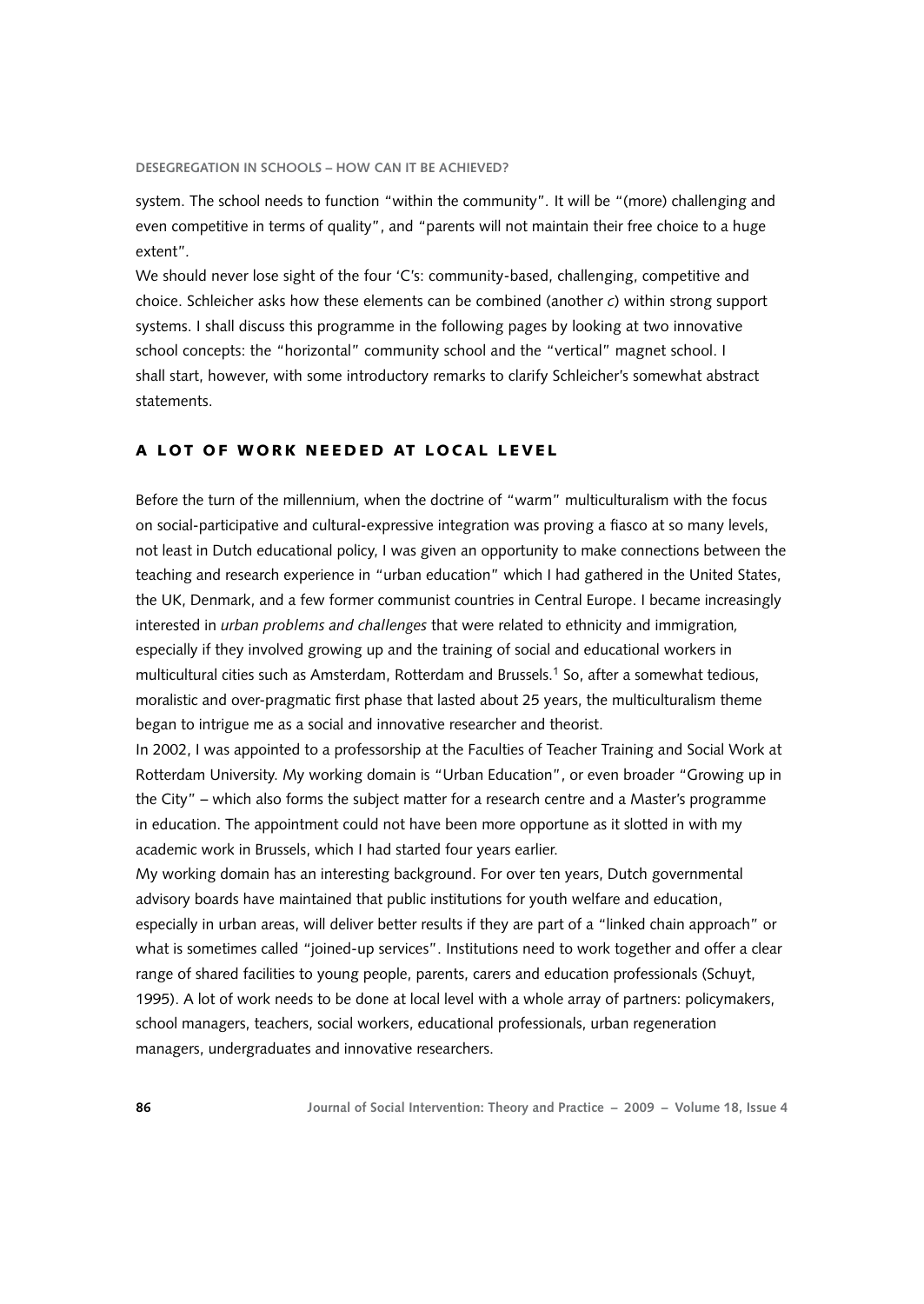system. The school needs to function "within the community". It will be "(more) challenging and even competitive in terms of quality", and "parents will not maintain their free choice to a huge extent".

We should never lose sight of the four 'C's: community-based, challenging, competitive and choice. Schleicher asks how these elements can be combined (another *c*) within strong support systems. I shall discuss this programme in the following pages by looking at two innovative school concepts: the "horizontal" community school and the "vertical" magnet school. I shall start, however, with some introductory remarks to clarify Schleicher's somewhat abstract statements.

## A LOT OF WORK NEEDED AT LOCAL LEVEL

Before the turn of the millennium, when the doctrine of "warm" multiculturalism with the focus on social-participative and cultural-expressive integration was proving a fiasco at so many levels, not least in Dutch educational policy, I was given an opportunity to make connections between the teaching and research experience in "urban education" which I had gathered in the United States, the UK, Denmark, and a few former communist countries in Central Europe. I became increasingly interested in *urban problems and challenges* that were related to ethnicity and immigration, especially if they involved growing up and the training of social and educational workers in multicultural cities such as Amsterdam, Rotterdam and Brussels.[1] So, after a somewhat tedious, moralistic and over-pragmatic first phase that lasted about 25 years, the multiculturalism theme began to intrigue me as a social and innovative researcher and theorist.

In 2002, I was appointed to a professorship at the Faculties of Teacher Training and Social Work at Rotterdam University. My working domain is "Urban Education", or even broader "Growing up in the City" – which also forms the subject matter for a research centre and a Master's programme in education. The appointment could not have been more opportune as it slotted in with my academic work in Brussels, which I had started four years earlier.

My working domain has an interesting background. For over ten years, Dutch governmental advisory boards have maintained that public institutions for youth welfare and education, especially in urban areas, will deliver better results if they are part of a "linked chain approach" or what is sometimes called "joined-up services". Institutions need to work together and offer a clear range of shared facilities to young people, parents, carers and education professionals (Schuyt, 1995). A lot of work needs to be done at local level with a whole array of partners: policymakers, school managers, teachers, social workers, educational professionals, urban regeneration managers, undergraduates and innovative researchers.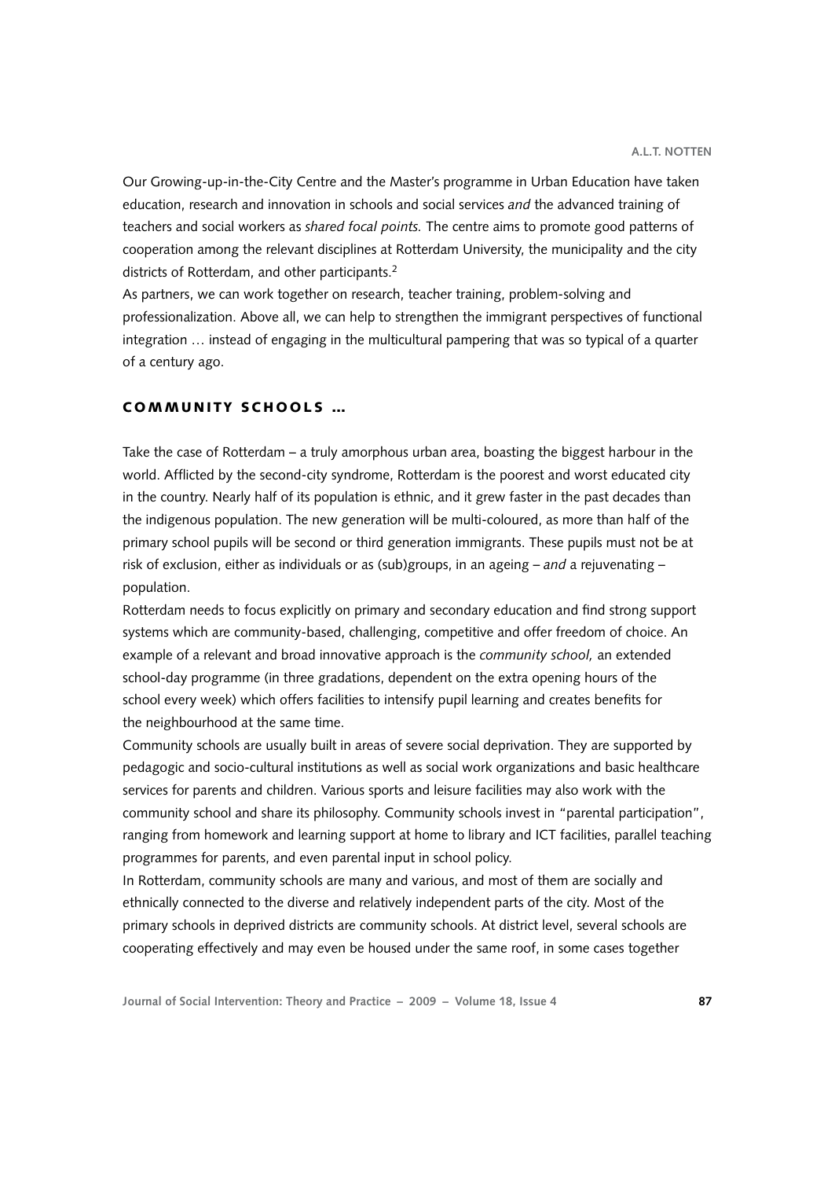Our Growing-up-in-the-City Centre and the Master's programme in Urban Education have taken education, research and innovation in schools and social services *and* the advanced training of teachers and social workers as *shared focal points.* The centre aims to promote good patterns of cooperation among the relevant disciplines at Rotterdam University, the municipality and the city districts of Rotterdam, and other participants.[2]

As partners, we can work together on research, teacher training, problem-solving and professionalization. Above all, we can help to strengthen the immigrant perspectives of functional integration … instead of engaging in the multicultural pampering that was so typical of a quarter of a century ago.

## Community schools …

Take the case of Rotterdam – a truly amorphous urban area, boasting the biggest harbour in the world. Afflicted by the second-city syndrome, Rotterdam is the poorest and worst educated city in the country. Nearly half of its population is ethnic, and it grew faster in the past decades than the indigenous population. The new generation will be multi-coloured, as more than half of the primary school pupils will be second or third generation immigrants. These pupils must not be at risk of exclusion, either as individuals or as (sub)groups, in an ageing – *and* a rejuvenating – population.

Rotterdam needs to focus explicitly on primary and secondary education and find strong support systems which are community-based, challenging, competitive and offer freedom of choice. An example of a relevant and broad innovative approach is the *community school,* an extended school-day programme (in three gradations, dependent on the extra opening hours of the school every week) which offers facilities to intensify pupil learning and creates benefits for the neighbourhood at the same time.

Community schools are usually built in areas of severe social deprivation. They are supported by pedagogic and socio-cultural institutions as well as social work organizations and basic healthcare services for parents and children. Various sports and leisure facilities may also work with the community school and share its philosophy. Community schools invest in "parental participation", ranging from homework and learning support at home to library and ICT facilities, parallel teaching programmes for parents, and even parental input in school policy.

In Rotterdam, community schools are many and various, and most of them are socially and ethnically connected to the diverse and relatively independent parts of the city. Most of the primary schools in deprived districts are community schools. At district level, several schools are cooperating effectively and may even be housed under the same roof, in some cases together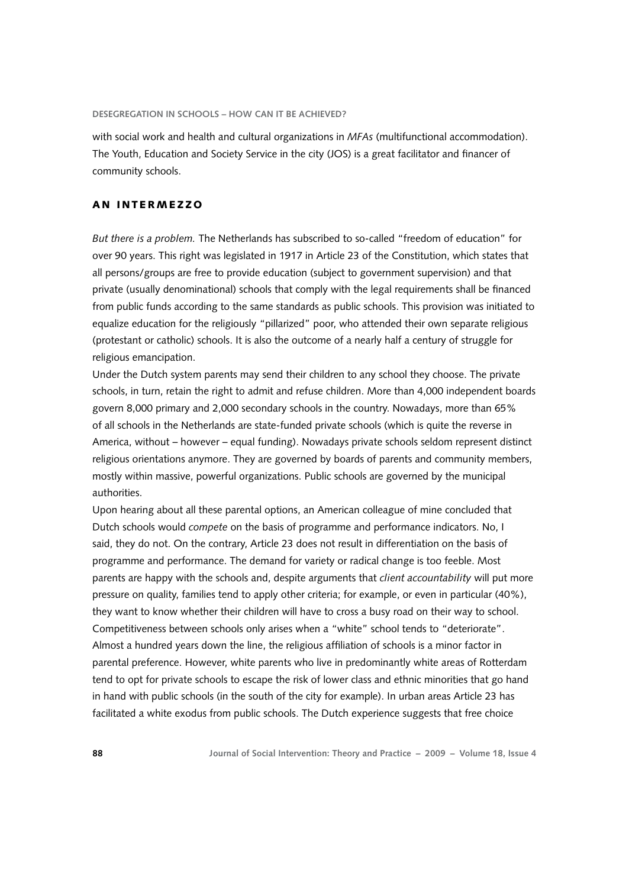with social work and health and cultural organizations in *MFAs* (multifunctional accommodation). The Youth, Education and Society Service in the city (JOS) is a great facilitator and financer of community schools.

## AN INTERMEZZO

*But there is a problem.* The Netherlands has subscribed to so-called "freedom of education" for over 90 years. This right was legislated in 1917 in Article 23 of the Constitution, which states that all persons/groups are free to provide education (subject to government supervision) and that private (usually denominational) schools that comply with the legal requirements shall be financed from public funds according to the same standards as public schools. This provision was initiated to equalize education for the religiously "pillarized" poor, who attended their own separate religious (protestant or catholic) schools. It is also the outcome of a nearly half a century of struggle for religious emancipation.

Under the Dutch system parents may send their children to any school they choose. The private schools, in turn, retain the right to admit and refuse children. More than 4,000 independent boards govern 8,000 primary and 2,000 secondary schools in the country. Nowadays, more than 65% of all schools in the Netherlands are state-funded private schools (which is quite the reverse in America, without – however – equal funding). Nowadays private schools seldom represent distinct religious orientations anymore. They are governed by boards of parents and community members, mostly within massive, powerful organizations. Public schools are governed by the municipal authorities.

Upon hearing about all these parental options, an American colleague of mine concluded that Dutch schools would *compete* on the basis of programme and performance indicators. No, I said, they do not. On the contrary, Article 23 does not result in differentiation on the basis of programme and performance. The demand for variety or radical change is too feeble. Most parents are happy with the schools and, despite arguments that *client accountability* will put more pressure on quality, families tend to apply other criteria; for example, or even in particular (40%), they want to know whether their children will have to cross a busy road on their way to school. Competitiveness between schools only arises when a "white" school tends to "deteriorate". Almost a hundred years down the line, the religious affiliation of schools is a minor factor in parental preference. However, white parents who live in predominantly white areas of Rotterdam tend to opt for private schools to escape the risk of lower class and ethnic minorities that go hand in hand with public schools (in the south of the city for example). In urban areas Article 23 has facilitated a white exodus from public schools. The Dutch experience suggests that free choice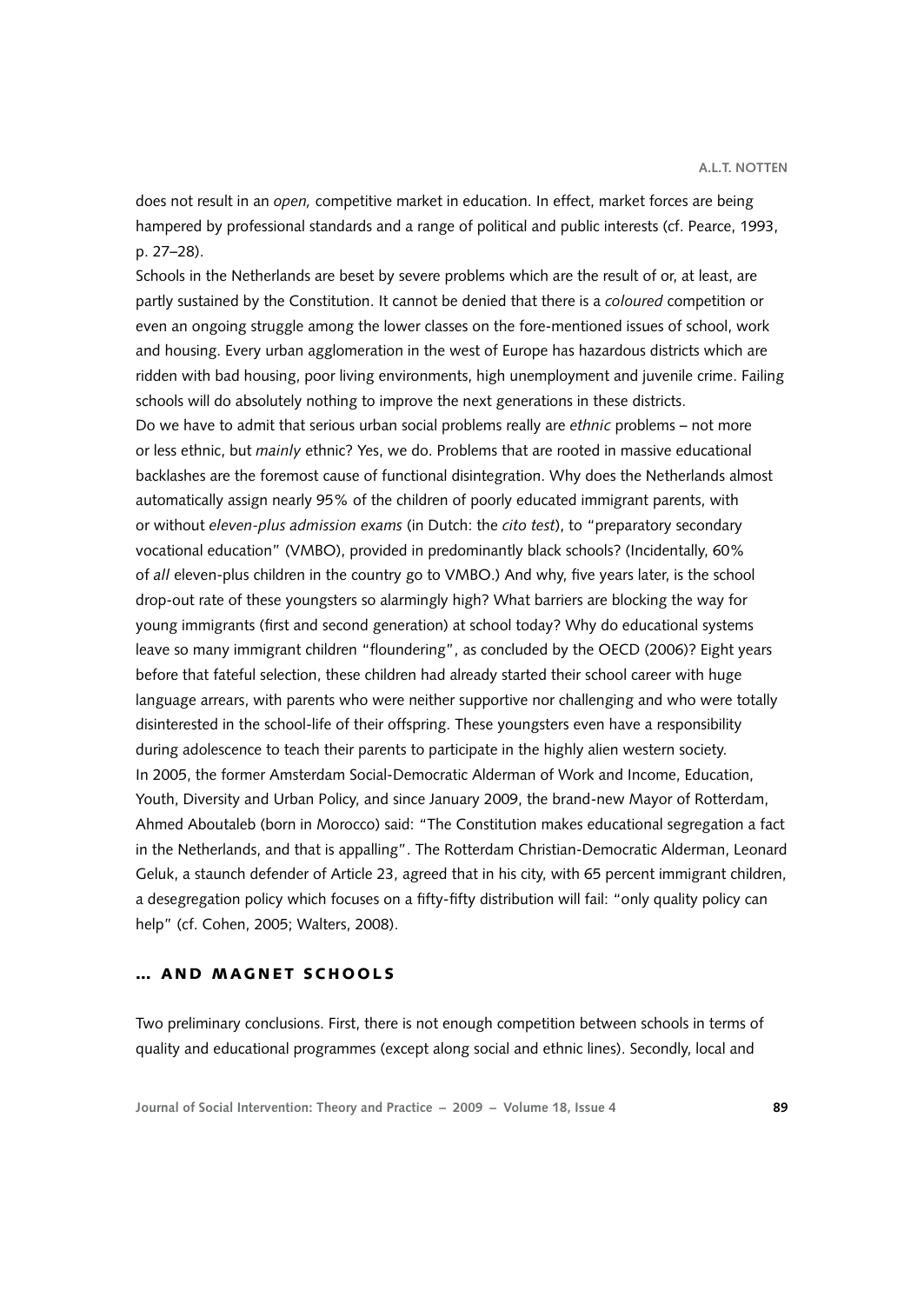does not result in an *open,* competitive market in education. In effect, market forces are being hampered by professional standards and a range of political and public interests (cf. Pearce, 1993, p. 27–28).

Schools in the Netherlands are beset by severe problems which are the result of or, at least, are partly sustained by the Constitution. It cannot be denied that there is a *coloured* competition or even an ongoing struggle among the lower classes on the fore-mentioned issues of school, work and housing. Every urban agglomeration in the west of Europe has hazardous districts which are ridden with bad housing, poor living environments, high unemployment and juvenile crime. Failing schools will do absolutely nothing to improve the next generations in these districts.

Do we have to admit that serious urban social problems really are *ethnic* problems – not more or less ethnic, but *mainly* ethnic? Yes, we do. Problems that are rooted in massive educational backlashes are the foremost cause of functional disintegration. Why does the Netherlands almost automatically assign nearly 95% of the children of poorly educated immigrant parents, with or without *eleven-plus admission exams* (in Dutch: the *cito test*), to "preparatory secondary vocational education" (VMBO), provided in predominantly black schools? (Incidentally, 60% of *all* eleven-plus children in the country go to VMBO.) And why, five years later, is the school drop-out rate of these youngsters so alarmingly high? What barriers are blocking the way for young immigrants (first and second generation) at school today? Why do educational systems leave so many immigrant children "floundering", as concluded by the OECD (2006)? Eight years before that fateful selection, these children had already started their school career with huge language arrears, with parents who were neither supportive nor challenging and who were totally disinterested in the school-life of their offspring. These youngsters even have a responsibility during adolescence to teach their parents to participate in the highly alien western society.

In 2005, the former Amsterdam Social-Democratic Alderman of Work and Income, Education, Youth, Diversity and Urban Policy, and since January 2009, the brand-new Mayor of Rotterdam, Ahmed Aboutaleb (born in Morocco) said: "The Constitution makes educational segregation a fact in the Netherlands, and that is appalling". The Rotterdam Christian-Democratic Alderman, Leonard Geluk, a staunch defender of Article 23, agreed that in his city, with 65 percent immigrant children, a desegregation policy which focuses on a fifty-fifty distribution will fail: "only quality policy can help" (cf. Cohen, 2005; Walters, 2008).

## … and magnet schools

Two preliminary conclusions. First, there is not enough competition between schools in terms of quality and educational programmes (except along social and ethnic lines). Secondly, local and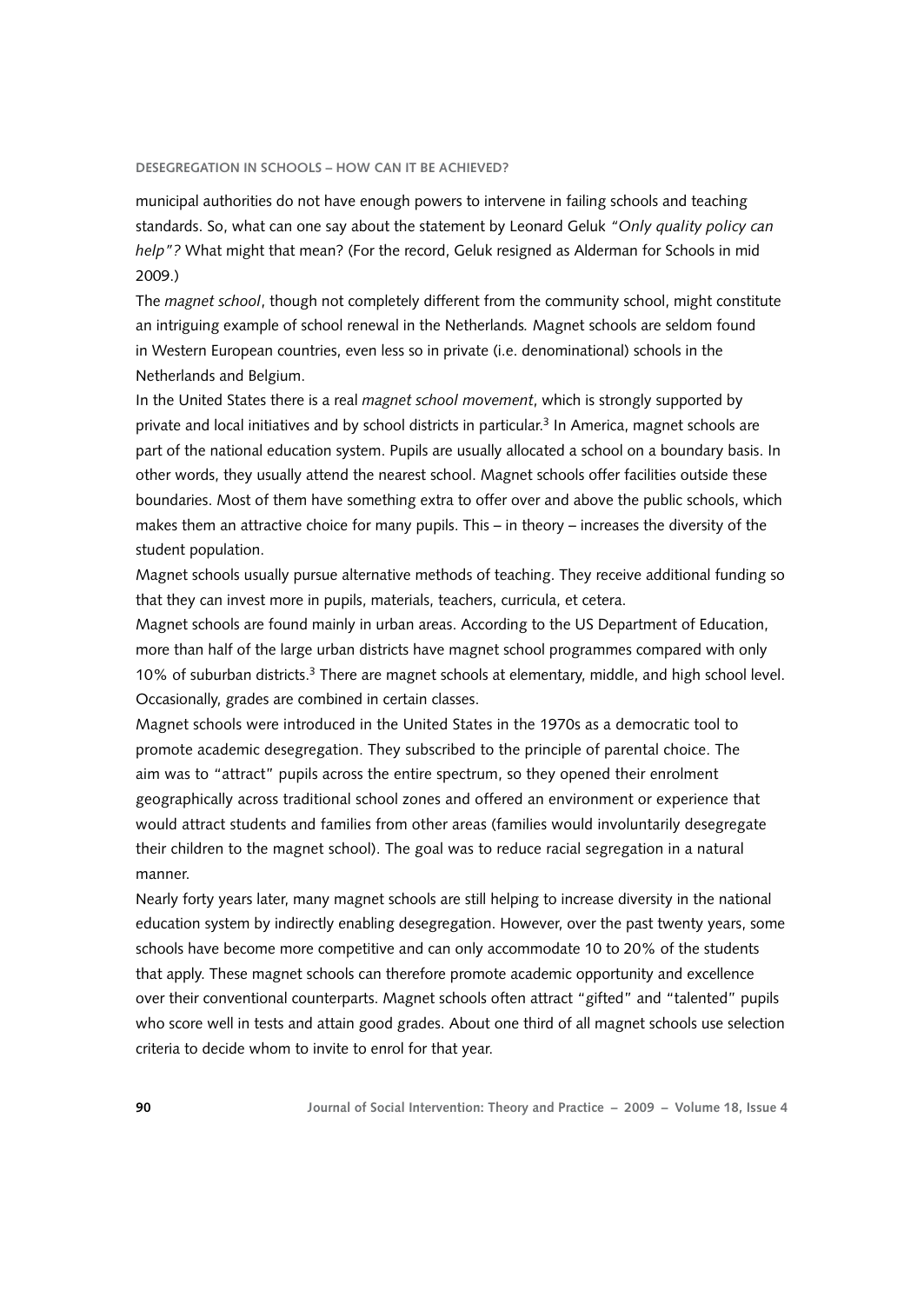municipal authorities do not have enough powers to intervene in failing schools and teaching standards. So, what can one say about the statement by Leonard Geluk *"Only quality policy can help"?* What might that mean? (For the record, Geluk resigned as Alderman for Schools in mid 2009.)

The *magnet school*, though not completely different from the community school, might constitute an intriguing example of school renewal in the Netherlands. Magnet schools are seldom found in Western European countries, even less so in private (i.e. denominational) schools in the Netherlands and Belgium.

In the United States there is a real *magnet school movement*, which is strongly supported by private and local initiatives and by school districts in particular.[3] In America, magnet schools are part of the national education system. Pupils are usually allocated a school on a boundary basis. In other words, they usually attend the nearest school. Magnet schools offer facilities outside these boundaries. Most of them have something extra to offer over and above the public schools, which makes them an attractive choice for many pupils. This – in theory – increases the diversity of the student population.

Magnet schools usually pursue alternative methods of teaching. They receive additional funding so that they can invest more in pupils, materials, teachers, curricula, et cetera.

Magnet schools are found mainly in urban areas. According to the US Department of Education, more than half of the large urban districts have magnet school programmes compared with only 10% of suburban districts.[3] There are magnet schools at elementary, middle, and high school level. Occasionally, grades are combined in certain classes.

Magnet schools were introduced in the United States in the 1970s as a democratic tool to promote academic desegregation. They subscribed to the principle of parental choice. The aim was to "attract" pupils across the entire spectrum, so they opened their enrolment geographically across traditional school zones and offered an environment or experience that would attract students and families from other areas (families would involuntarily desegregate their children to the magnet school). The goal was to reduce racial segregation in a natural manner.

Nearly forty years later, many magnet schools are still helping to increase diversity in the national education system by indirectly enabling desegregation. However, over the past twenty years, some schools have become more competitive and can only accommodate 10 to 20% of the students that apply. These magnet schools can therefore promote academic opportunity and excellence over their conventional counterparts. Magnet schools often attract "gifted" and "talented" pupils who score well in tests and attain good grades. About one third of all magnet schools use selection criteria to decide whom to invite to enrol for that year.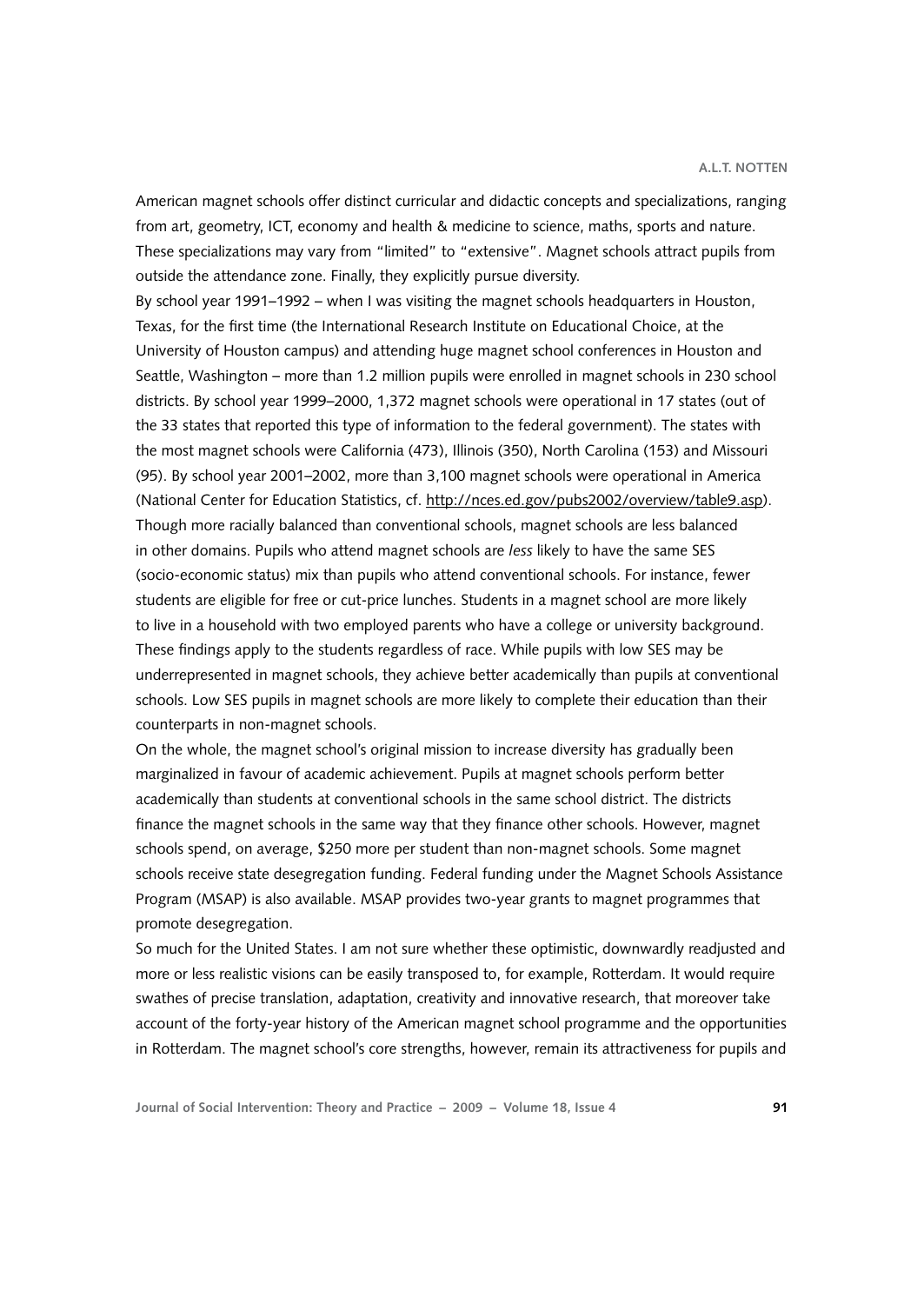American magnet schools offer distinct curricular and didactic concepts and specializations, ranging from art, geometry, ICT, economy and health & medicine to science, maths, sports and nature. These specializations may vary from "limited" to "extensive". Magnet schools attract pupils from outside the attendance zone. Finally, they explicitly pursue diversity.

By school year 1991–1992 – when I was visiting the magnet schools headquarters in Houston, Texas, for the first time (the International Research Institute on Educational Choice, at the University of Houston campus) and attending huge magnet school conferences in Houston and Seattle, Washington – more than 1.2 million pupils were enrolled in magnet schools in 230 school districts. By school year 1999–2000, 1,372 magnet schools were operational in 17 states (out of the 33 states that reported this type of information to the federal government). The states with the most magnet schools were California (473), Illinois (350), North Carolina (153) and Missouri (95). By school year 2001–2002, more than 3,100 magnet schools were operational in America (National Center for Education Statistics, cf. http://nces.ed.gov/pubs2002/overview/table9.asp).

Though more racially balanced than conventional schools, magnet schools are less balanced in other domains. Pupils who attend magnet schools are *less* likely to have the same SES (socio-economic status) mix than pupils who attend conventional schools. For instance, fewer students are eligible for free or cut-price lunches. Students in a magnet school are more likely to live in a household with two employed parents who have a college or university background. These findings apply to the students regardless of race. While pupils with low SES may be underrepresented in magnet schools, they achieve better academically than pupils at conventional schools. Low SES pupils in magnet schools are more likely to complete their education than their counterparts in non-magnet schools.

On the whole, the magnet school's original mission to increase diversity has gradually been marginalized in favour of academic achievement. Pupils at magnet schools perform better academically than students at conventional schools in the same school district. The districts finance the magnet schools in the same way that they finance other schools. However, magnet schools spend, on average, $250 more per student than non-magnet schools. Some magnet schools receive state desegregation funding. Federal funding under the Magnet Schools Assistance Program (MSAP) is also available. MSAP provides two-year grants to magnet programmes that promote desegregation.

So much for the United States. I am not sure whether these optimistic, downwardly readjusted and more or less realistic visions can be easily transposed to, for example, Rotterdam. It would require swathes of precise translation, adaptation, creativity and innovative research, that moreover take account of the forty-year history of the American magnet school programme and the opportunities in Rotterdam. The magnet school's core strengths, however, remain its attractiveness for pupils and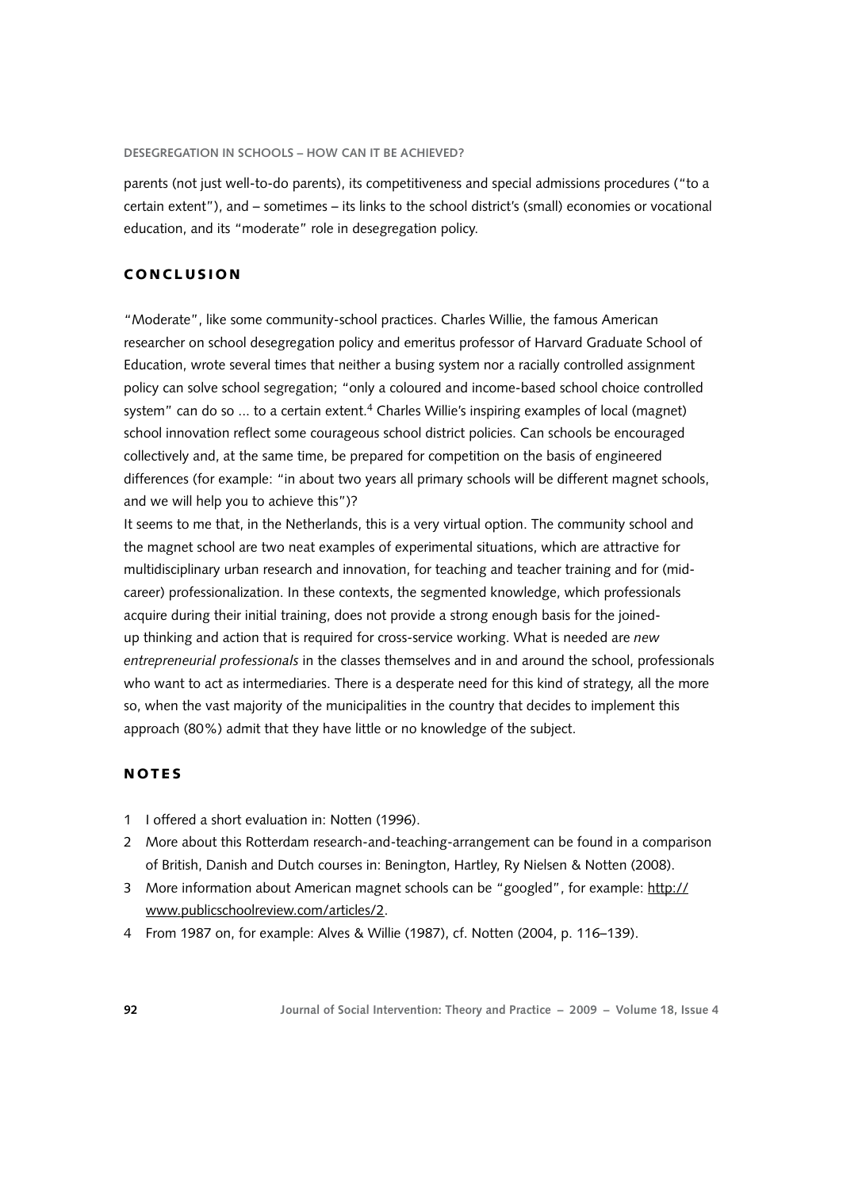parents (not just well-to-do parents), its competitiveness and special admissions procedures ("to a certain extent"), and – sometimes – its links to the school district's (small) economies or vocational education, and its "moderate" role in desegregation policy.

## CONCLUSION

"Moderate", like some community-school practices. Charles Willie, the famous American researcher on school desegregation policy and emeritus professor of Harvard Graduate School of Education, wrote several times that neither a busing system nor a racially controlled assignment policy can solve school segregation; "only a coloured and income-based school choice controlled system" can do so ... to a certain extent.[4] Charles Willie's inspiring examples of local (magnet) school innovation reflect some courageous school district policies. Can schools be encouraged collectively and, at the same time, be prepared for competition on the basis of engineered differences (for example: "in about two years all primary schools will be different magnet schools, and we will help you to achieve this")?

It seems to me that, in the Netherlands, this is a very virtual option. The community school and the magnet school are two neat examples of experimental situations, which are attractive for multidisciplinary urban research and innovation, for teaching and teacher training and for (mid-career) professionalization. In these contexts, the segmented knowledge, which professionals acquire during their initial training, does not provide a strong enough basis for the joined-up thinking and action that is required for cross-service working. What is needed are *new entrepreneurial professionals* in the classes themselves and in and around the school, professionals who want to act as intermediaries. There is a desperate need for this kind of strategy, all the more so, when the vast majority of the municipalities in the country that decides to implement this approach (80%) admit that they have little or no knowledge of the subject.

## NOTES

1. I offered a short evaluation in: Notten (1996).
2. More about this Rotterdam research-and-teaching-arrangement can be found in a comparison of British, Danish and Dutch courses in: Benington, Hartley, Ry Nielsen & Notten (2008).
3. More information about American magnet schools can be "googled", for example: http://www.publicschoolreview.com/articles/2.
4. From 1987 on, for example: Alves & Willie (1987), cf. Notten (2004, p. 116–139).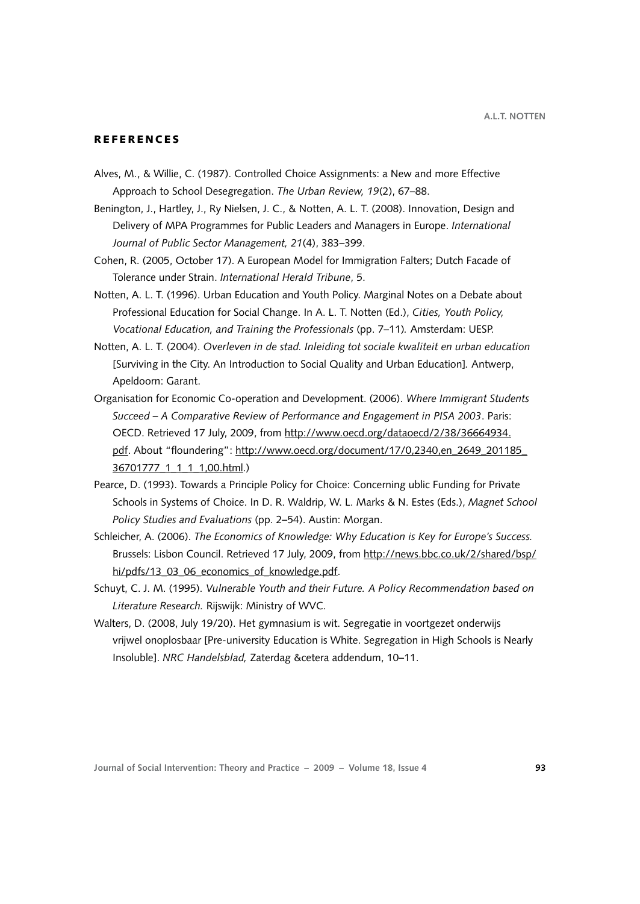## REFERENCES

Alves, M., & Willie, C. (1987). Controlled Choice Assignments: a New and more Effective Approach to School Desegregation. *The Urban Review, 19*(2), 67–88.

Benington, J., Hartley, J., Ry Nielsen, J. C., & Notten, A. L. T. (2008). Innovation, Design and Delivery of MPA Programmes for Public Leaders and Managers in Europe. *International Journal of Public Sector Management, 21*(4), 383–399.

Cohen, R. (2005, October 17). A European Model for Immigration Falters; Dutch Facade of Tolerance under Strain. *International Herald Tribune*, 5.

Notten, A. L. T. (1996). Urban Education and Youth Policy. Marginal Notes on a Debate about Professional Education for Social Change. In A. L. T. Notten (Ed.), *Cities, Youth Policy, Vocational Education, and Training the Professionals* (pp. 7–11). Amsterdam: UESP.

Notten, A. L. T. (2004). *Overleven in de stad. Inleiding tot sociale kwaliteit en urban education* [Surviving in the City. An Introduction to Social Quality and Urban Education]. Antwerp, Apeldoorn: Garant.

Organisation for Economic Co-operation and Development. (2006). *Where Immigrant Students Succeed – A Comparative Review of Performance and Engagement in PISA 2003*. Paris: OECD. Retrieved 17 July, 2009, from http://www.oecd.org/dataoecd/2/38/36664934.pdf. About "floundering": http://www.oecd.org/document/17/0,2340,en_2649_201185_36701777_1_1_1_1,00.html.)

Pearce, D. (1993). Towards a Principle Policy for Choice: Concerning ublic Funding for Private Schools in Systems of Choice. In D. R. Waldrip, W. L. Marks & N. Estes (Eds.), *Magnet School Policy Studies and Evaluations* (pp. 2–54). Austin: Morgan.

Schleicher, A. (2006). *The Economics of Knowledge: Why Education is Key for Europe's Success.* Brussels: Lisbon Council. Retrieved 17 July, 2009, from http://news.bbc.co.uk/2/shared/bsp/hi/pdfs/13_03_06_economics_of_knowledge.pdf.

Schuyt, C. J. M. (1995). *Vulnerable Youth and their Future. A Policy Recommendation based on Literature Research.* Rijswijk: Ministry of WVC.

Walters, D. (2008, July 19/20). Het gymnasium is wit. Segregatie in voortgezet onderwijs vrijwel onoplosbaar [Pre-university Education is White. Segregation in High Schools is Nearly Insoluble]. *NRC Handelsblad,* Zaterdag &cetera addendum, 10–11.